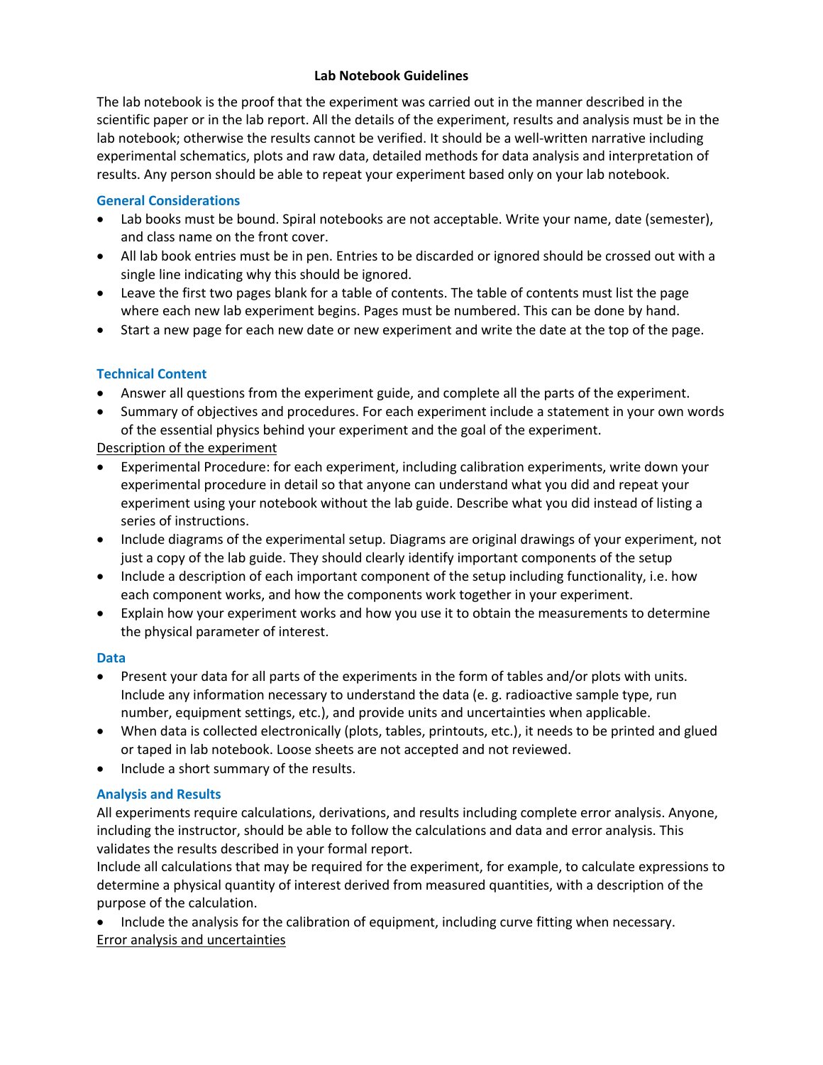# Lab Notebook Guidelines

The lab notebook is the proof that the experiment was carried out in the manner described in the scientific paper or in the lab report. All the details of the experiment, results and analysis must be in the lab notebook; otherwise the results cannot be verified. It should be a well-written narrative including experimental schematics, plots and raw data, detailed methods for data analysis and interpretation of results. Any person should be able to repeat your experiment based only on your lab notebook.

## General Considerations

- Lab books must be bound. Spiral notebooks are not acceptable. Write your name, date (semester), and class name on the front cover.
- All lab book entries must be in pen. Entries to be discarded or ignored should be crossed out with a single line indicating why this should be ignored.
- Leave the first two pages blank for a table of contents. The table of contents must list the page where each new lab experiment begins. Pages must be numbered. This can be done by hand.
- Start a new page for each new date or new experiment and write the date at the top of the page.

## Technical Content

- Answer all questions from the experiment guide, and complete all the parts of the experiment.
- Summary of objectives and procedures. For each experiment include a statement in your own words of the essential physics behind your experiment and the goal of the experiment.

<u>Description of the experiment</u>

- Experimental Procedure: for each experiment, including calibration experiments, write down your experimental procedure in detail so that anyone can understand what you did and repeat your experiment using your notebook without the lab guide. Describe what you did instead of listing a series of instructions.
- Include diagrams of the experimental setup. Diagrams are original drawings of your experiment, not just a copy of the lab guide. They should clearly identify important components of the setup
- Include a description of each important component of the setup including functionality, i.e. how each component works, and how the components work together in your experiment.
- Explain how your experiment works and how you use it to obtain the measurements to determine the physical parameter of interest.

## Data

- Present your data for all parts of the experiments in the form of tables and/or plots with units. Include any information necessary to understand the data (e. g. radioactive sample type, run number, equipment settings, etc.), and provide units and uncertainties when applicable.
- When data is collected electronically (plots, tables, printouts, etc.), it needs to be printed and glued or taped in lab notebook. Loose sheets are not accepted and not reviewed.
- Include a short summary of the results.

## Analysis and Results

All experiments require calculations, derivations, and results including complete error analysis. Anyone, including the instructor, should be able to follow the calculations and data and error analysis. This validates the results described in your formal report.

Include all calculations that may be required for the experiment, for example, to calculate expressions to determine a physical quantity of interest derived from measured quantities, with a description of the purpose of the calculation.

- Include the analysis for the calibration of equipment, including curve fitting when necessary.

<u>Error analysis and uncertainties</u>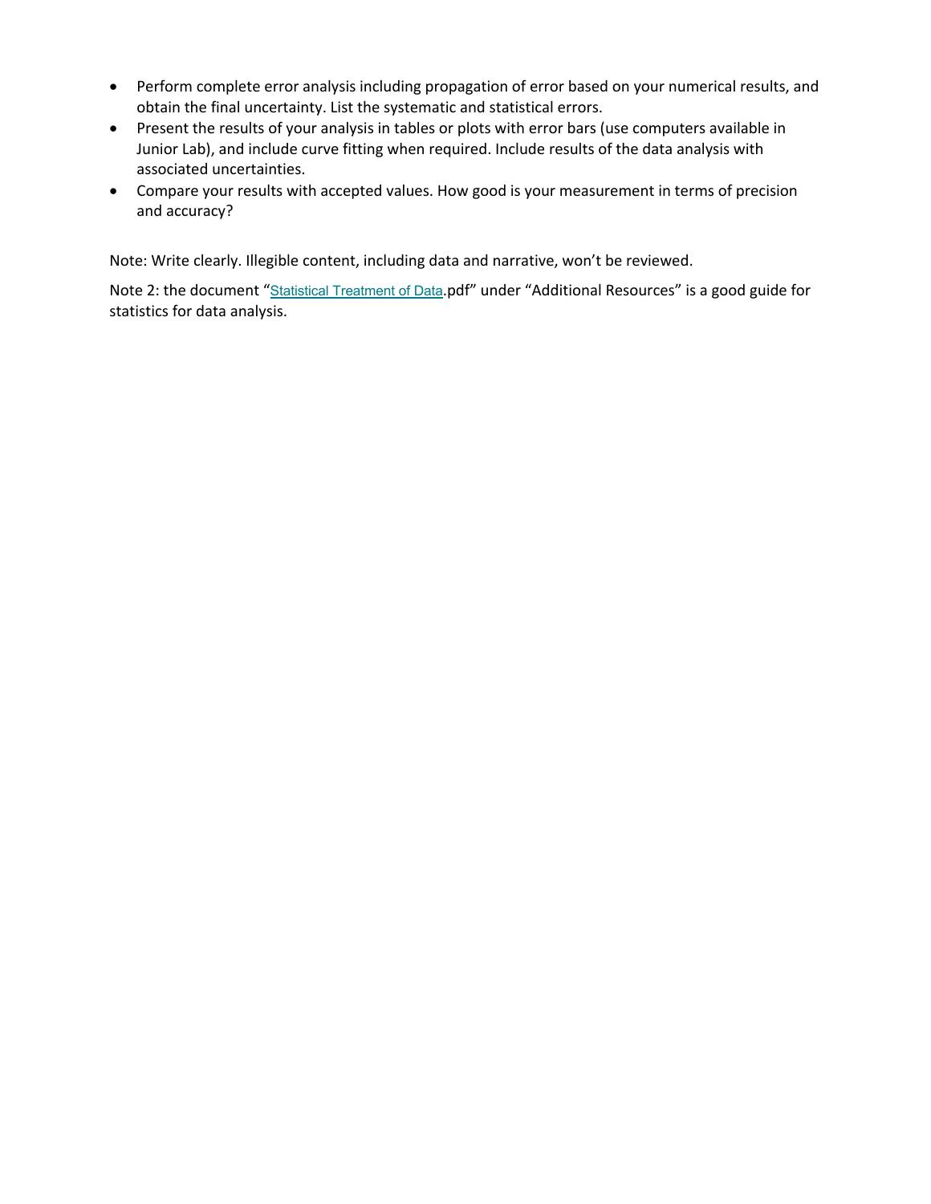- Perform complete error analysis including propagation of error based on your numerical results, and obtain the final uncertainty. List the systematic and statistical errors.
- Present the results of your analysis in tables or plots with error bars (use computers available in Junior Lab), and include curve fitting when required. Include results of the data analysis with associated uncertainties.
- Compare your results with accepted values. How good is your measurement in terms of precision and accuracy?

Note: Write clearly. Illegible content, including data and narrative, won't be reviewed.

Note 2: the document "Statistical Treatment of Data.pdf" under "Additional Resources" is a good guide for statistics for data analysis.